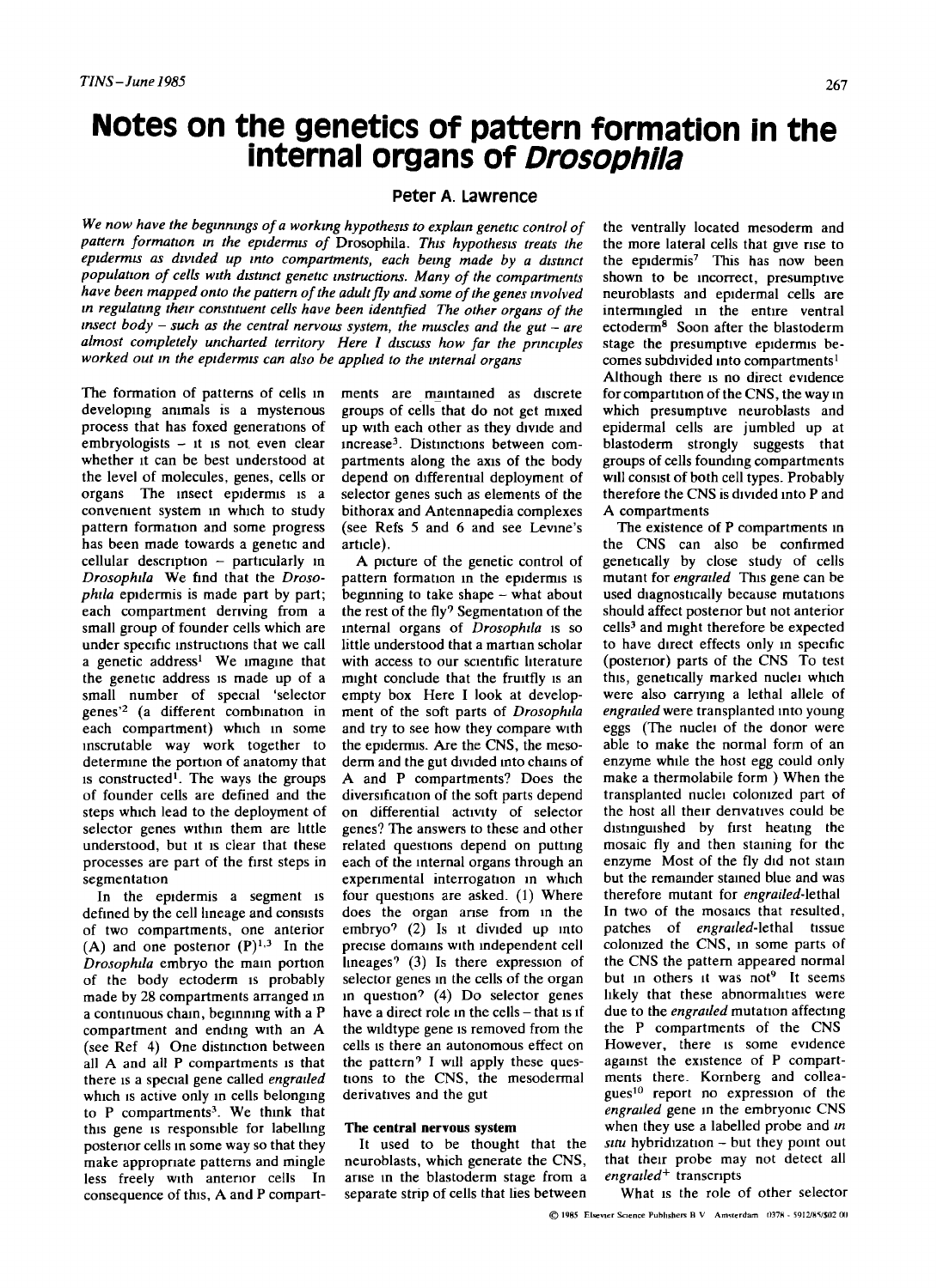# Notes on the genetics of pattern formation in the internal organs of *Drosophila*

**Peter A. Lawrence**

*We now have the beginnings of a working hypothesis to explain genetic control of pattern formation in the epidermis of* Drosophila. *This hypothesis treats the epidermis as divided up into compartments, each being made by a distinct population of cells with distinct genetic instructions. Many of the compartments have been mapped onto the pattern of the adult fly and some of the genes involved in regulating their constituent cells have been identified. The other organs of the insect body – such as the central nervous system, the muscles and the gut – are almost completely uncharted territory. Here I discuss how far the principles worked out in the epidermis can also be applied to the internal organs.*

The formation of patterns of cells in developing animals is a mysterious process that has foxed generations of embryologists – it is not even clear whether it can be best understood at the level of molecules, genes, cells or organs. The insect epidermis is a convenient system in which to study pattern formation and some progress has been made towards a genetic and cellular description – particularly in *Drosophila*. We find that the *Drosophila* epidermis is made part by part; each compartment deriving from a small group of founder cells which are under specific instructions that we call a genetic address[1]. We imagine that the genetic address is made up of a small number of special 'selector genes'[2] (a different combination in each compartment) which in some inscrutable way work together to determine the portion of anatomy that is constructed[1]. The ways the groups of founder cells are defined and the steps which lead to the deployment of selector genes within them are little understood, but it is clear that these processes are part of the first steps in segmentation.

In the epidermis a segment is defined by the cell lineage and consists of two compartments, one anterior (A) and one posterior (P)[1,3]. In the *Drosophila* embryo the main portion of the body ectoderm is probably made by 28 compartments arranged in a continuous chain, beginning with a P compartment and ending with an A (see Ref. 4). One distinction between all A and all P compartments is that there is a special gene called *engrailed* which is active only in cells belonging to P compartments[3]. We think that this gene is responsible for labelling posterior cells in some way so that they make appropriate patterns and mingle less freely with anterior cells. In consequence of this, A and P compartments are maintained as discrete groups of cells that do not get mixed up with each other as they divide and increase[3]. Distinctions between compartments along the axis of the body depend on differential deployment of selector genes such as elements of the bithorax and Antennapedia complexes (see Refs 5 and 6 and see Levine's article).

A picture of the genetic control of pattern formation in the epidermis is beginning to take shape – what about the rest of the fly? Segmentation of the internal organs of *Drosophila* is so little understood that a martian scholar with access to our scientific literature might conclude that the fruitfly is an empty box. Here I look at development of the soft parts of *Drosophila* and try to see how they compare with the epidermis. Are the CNS, the mesoderm and the gut divided into chains of A and P compartments? Does the diversification of the soft parts depend on differential activity of selector genes? The answers to these and other related questions depend on putting each of the internal organs through an experimental interrogation in which four questions are asked. (1) Where does the organ arise from in the embryo? (2) Is it divided up into precise domains with independent cell lineages? (3) Is there expression of selector genes in the cells of the organ in question? (4) Do selector genes have a direct role in the cells – that is if the wildtype gene is removed from the cells is there an autonomous effect on the pattern? I will apply these questions to the CNS, the mesodermal derivatives and the gut.

## The central nervous system

It used to be thought that the neuroblasts, which generate the CNS, arise in the blastoderm stage from a separate strip of cells that lies between the ventrally located mesoderm and the more lateral cells that give rise to the epidermis[7]. This has now been shown to be incorrect, presumptive neuroblasts and epidermal cells are intermingled in the entire ventral ectoderm[8]. Soon after the blastoderm stage the presumptive epidermis becomes subdivided into compartments[1]. Although there is no direct evidence for compartition of the CNS, the way in which presumptive neuroblasts and epidermal cells are jumbled up at blastoderm strongly suggests that groups of cells founding compartments will consist of both cell types. Probably therefore the CNS is divided into P and A compartments.

The existence of P compartments in the CNS can also be confirmed genetically by close study of cells mutant for *engrailed*. This gene can be used diagnostically because mutations should affect posterior but not anterior cells[3] and might therefore be expected to have direct effects only in specific (posterior) parts of the CNS. To test this, genetically marked nuclei which were also carrying a lethal allele of *engrailed* were transplanted into young eggs. (The nuclei of the donor were able to make the normal form of an enzyme while the host egg could only make a thermolabile form.) When the transplanted nuclei colonized part of the host all their derivatives could be distinguished by first heating the mosaic fly and then staining for the enzyme. Most of the fly did not stain but the remainder stained blue and was therefore mutant for *engrailed*-lethal. In two of the mosaics that resulted, patches of *engrailed*-lethal tissue colonized the CNS, in some parts of the CNS the pattern appeared normal but in others it was not[9]. It seems likely that these abnormalities were due to the *engrailed* mutation affecting the P compartments of the CNS. However, there is some evidence against the existence of P compartments there. Kornberg and colleagues[10] report no expression of the *engrailed* gene in the embryonic CNS when they use a labelled probe and *in situ* hybridization – but they point out that their probe may not detect all *engrailed*+ transcripts.

What is the role of other selector

© 1985 Elsevier Science Publishers B.V. Amsterdam 0378 - 5912/85/$02.00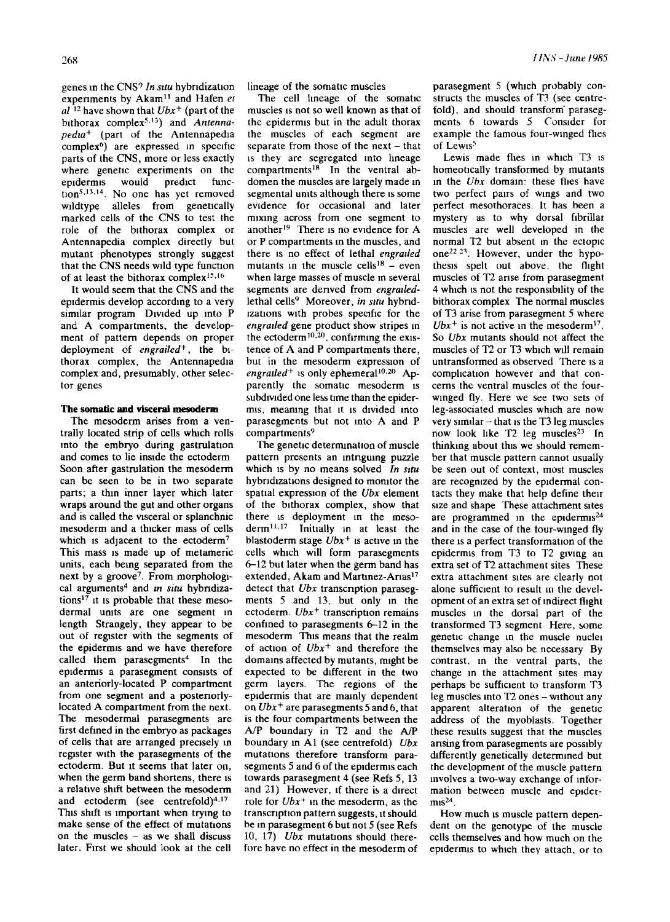genes in the CNS? *In situ* hybridization experiments by Akam[11] and Hafen *et al* [12] have shown that *Ubx*$^+$ (part of the bithorax complex[5,13]) and *Antennapedia*$^+$ (part of the Antennapedia complex[6]) are expressed in specific parts of the CNS, more or less exactly where genetic experiments on the epidermis would predict function[5,13,14]. No one has yet removed wildtype alleles from genetically marked cells of the CNS to test the role of the bithorax complex or Antennapedia complex directly but mutant phenotypes strongly suggest that the CNS needs wild type function of at least the bithorax complex[15,16].

It would seem that the CNS and the epidermis develop according to a very similar program. Divided up into P and A compartments, the development of pattern depends on proper deployment of *engrailed*$^+$, the bithorax complex, the Antennapedia complex and, presumably, other selector genes.

### The somatic and visceral mesoderm

The mesoderm arises from a ventrally located strip of cells which rolls into the embryo during gastrulation and comes to lie inside the ectoderm. Soon after gastrulation the mesoderm can be seen to be in two separate parts; a thin inner layer which later wraps around the gut and other organs and is called the visceral or splanchnic mesoderm and a thicker mass of cells which is adjacent to the ectoderm[7]. This mass is made up of metameric units, each being separated from the next by a groove[7]. From morphological arguments[4] and *in situ* hybridizations[17] it is probable that these mesodermal units are one segment in length. Strangely, they appear to be out of register with the segments of the epidermis and we have therefore called them parasegments[4]. In the epidermis a parasegment consists of an anteriorly-located P compartment from one segment and a posteriorly-located A compartment from the next. The mesodermal parasegments are first defined in the embryo as packages of cells that are arranged precisely in register with the parasegments of the ectoderm. But it seems that later on, when the germ band shortens, there is a relative shift between the mesoderm and ectoderm (see centrefold)[4,17]. This shift is important when trying to make sense of the effect of mutations on the muscles – as we shall discuss later. First we should look at the cell lineage of the somatic muscles.

The cell lineage of the somatic muscles is not so well known as that of the epidermis but in the adult thorax the muscles of each segment are separate from those of the next – that is they are segregated into lineage compartments[18]. In the ventral abdomen the muscles are largely made in segmental units although there is some evidence for occasional and later mixing across from one segment to another[19]. There is no evidence for A or P compartments in the muscles, and there is no effect of lethal *engrailed* mutants in the muscle cells[18] – even when large masses of muscle in several segments are derived from *engrailed*-lethal cells[9]. Moreover, *in situ* hybridizations with probes specific for the *engrailed* gene product show stripes in the ectoderm[10,20], confirming the existence of A and P compartments there, but in the mesoderm expression of *engrailed*$^+$ is only ephemeral[10,20]. Apparently the somatic mesoderm is subdivided one less time than the epidermis, meaning that it is divided into parasegments but not into A and P compartments[9].

The genetic determination of muscle pattern presents an intriguing puzzle which is by no means solved. *In situ* hybridizations designed to monitor the spatial expression of the *Ubx* element of the bithorax complex, show that there is deployment in the mesoderm[11,17]. Initially in at least the blastoderm stage *Ubx*$^+$ is active in the cells which will form parasegments 6–12 but later when the germ band has extended, Akam and Martinez-Arias[17] detect that *Ubx* transcription parasegments 5 and 13, but only in the ectoderm. *Ubx*$^+$ transcription remains confined to parasegments 6–12 in the mesoderm. This means that the realm of action of *Ubx*$^+$ and therefore the domains affected by mutants, might be expected to be different in the two germ layers. The regions of the epidermis that are mainly dependent on *Ubx*$^+$ are parasegments 5 and 6, that is the four compartments between the A/P boundary in T2 and the A/P boundary in A1 (see centrefold). *Ubx* mutations therefore transform parasegments 5 and 6 of the epidermis each towards parasegment 4 (see Refs 5, 13 and 21). However, if there is a direct role for *Ubx*$^+$ in the mesoderm, as the transcription pattern suggests, it should be in parasegment 6 but not 5 (see Refs 10, 17). *Ubx* mutations should therefore have no effect in the mesoderm of parasegment 5 (which probably constructs the muscles of T3 (see centrefold), and should transform parasegments 6 towards 5. Consider for example the famous four-winged flies of Lewis[5].

Lewis made flies in which T3 is homeotically transformed by mutants in the *Ubx* domain: these flies have two perfect pairs of wings and two perfect mesothoraces. It has been a mystery as to why dorsal fibrillar muscles are well developed in the normal T2 but absent in the ectopic one[22,23]. However, under the hypothesis spelt out above, the flight muscles of T2 arise from parasegment 4 which is not the responsibility of the bithorax complex. The normal muscles of T3 arise from parasegment 5 where *Ubx*$^+$ is not active in the mesoderm[17]. So *Ubx* mutants should not affect the muscles of T2 or T3 which will remain untransformed as observed. There is a complication however and that concerns the ventral muscles of the four-winged fly. Here we see two sets of leg-associated muscles which are now very similar – that is the T3 leg muscles now look like T2 leg muscles[23]. In thinking about this we should remember that muscle pattern cannot usually be seen out of context, most muscles are recognized by the epidermal contacts they make that help define their size and shape. These attachment sites are programmed in the epidermis[24] and in the case of the four-winged fly there is a perfect transformation of the epidermis from T3 to T2 giving an extra set of T2 attachment sites. These extra attachment sites are clearly not alone sufficient to result in the development of an extra set of indirect flight muscles in the dorsal part of the transformed T3 segment. Here, some genetic change in the muscle nuclei themselves may also be necessary. By contrast, in the ventral parts, the change in the attachment sites may perhaps be sufficient to transform T3 leg muscles into T2 ones – without any apparent alteration of the genetic address of the myoblasts. Together these results suggest that the muscles arising from parasegments are possibly differently genetically determined but the development of the muscle pattern involves a two-way exchange of information between muscle and epidermis[24].

How much is muscle pattern dependent on the genotype of the muscle cells themselves and how much on the epidermis to which they attach, or to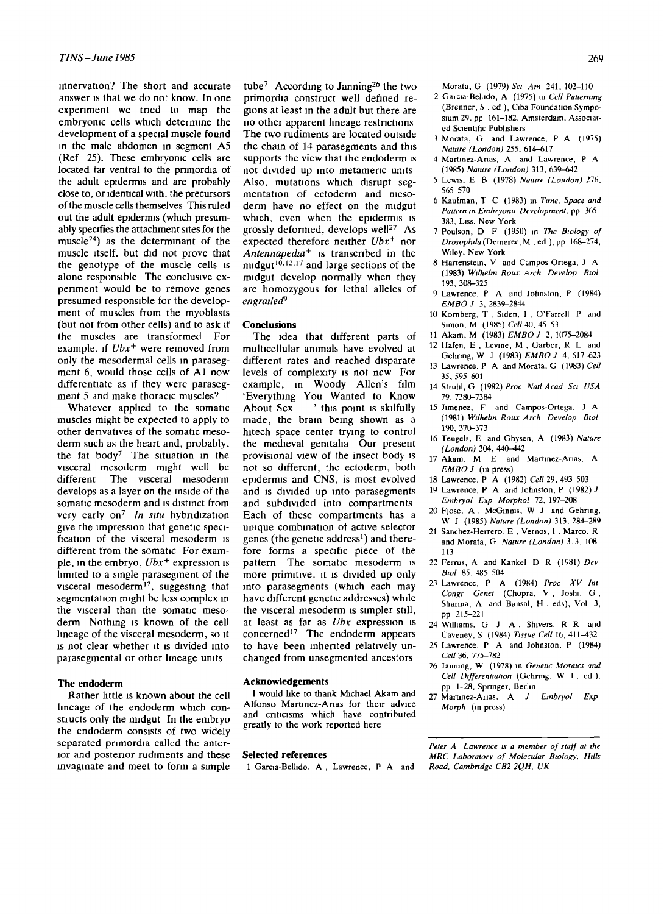innervation? The short and accurate answer is that we do not know. In one experiment we tried to map the embryonic cells which determine the development of a special muscle found in the male abdomen in segment A5 (Ref 25). These embryonic cells are located far ventral to the primordia of the adult epidermis and are probably close to, or identical with, the precursors of the muscle cells themselves This ruled out the adult epidermis (which presumably specifies the attachment sites for the muscle[24]) as the determinant of the muscle itself, but did not prove that the genotype of the muscle cells is alone responsible The conclusive experiment would be to remove genes presumed responsible for the development of muscles from the myoblasts (but not from other cells) and to ask if the muscles are transformed For example, if *Ubx*$^+$ were removed from only the mesodermal cells in parasegment 6, would those cells of A1 now differentiate as if they were parasegment 5 and make thoracic muscles?

Whatever applied to the somatic muscles might be expected to apply to other derivatives of the somatic mesoderm such as the heart and, probably, the fat body[7] The situation in the visceral mesoderm might well be different The visceral mesoderm develops as a layer on the inside of the somatic mesoderm and is distinct from very early on[7] *In situ* hybridization give the impression that genetic specification of the visceral mesoderm is different from the somatic For example, in the embryo, *Ubx*$^+$ expression is limited to a single parasegment of the visceral mesoderm[17], suggesting that segmentation might be less complex in the visceral than the somatic mesoderm Nothing is known of the cell lineage of the visceral mesoderm, so it is not clear whether it is divided into parasegmental or other lineage units

## The endoderm

Rather little is known about the cell lineage of the endoderm which constructs only the midgut In the embryo the endoderm consists of two widely separated primordia called the anterior and posterior rudiments and these invaginate and meet to form a simple tube[7] According to Janning[26] the two primordia construct well defined regions at least in the adult but there are no other apparent lineage restrictions. The two rudiments are located outside the chain of 14 parasegments and this supports the view that the endoderm is not divided up into metameric units Also, mutations which disrupt segmentation of ectoderm and mesoderm have no effect on the midgut which, even when the epidermis is grossly deformed, develops well[27] As expected therefore neither *Ubx*$^+$ nor *Antennapedia*$^+$ is transcribed in the midgut[10,12,17] and large sections of the midgut develop normally when they are homozygous for lethal alleles of *engrailed*[9]

## Conclusions

The idea that different parts of multicellular animals have evolved at different rates and reached disparate levels of complexity is not new. For example, in Woody Allen's film 'Everything You Wanted to Know About Sex ' this point is skilfully made, the brain being shown as a hitech space center trying to control the medieval genitalia Our present provisional view of the insect body is not so different, the ectoderm, both epidermis and CNS, is most evolved and is divided up into parasegments and subdivided into compartments Each of these compartments has a unique combination of active selector genes (the genetic address[1]) and therefore forms a specific piece of the pattern The somatic mesoderm is more primitive, it is divided up only into parasegments (which each may have different genetic addresses) while the visceral mesoderm is simpler still, at least as far as *Ubx* expression is concerned[17] The endoderm appears to have been inherited relatively unchanged from unsegmented ancestors

## Acknowledgements

I would like to thank Michael Akam and Alfonso Martinez-Arias for their advice and criticisms which have contributed greatly to the work reported here

## Selected references

1 Garcia-Bellido, A , Lawrence, P A and Morata, G (1979) *Sci Am* 241, 102–110
2 Garcia-Bellido, A (1975) in *Cell Patterning* (Brenner, S , ed ), Ciba Foundation Symposium 29, pp 161–182, Amsterdam, Associated Scientific Publishers
3 Morata, G and Lawrence, P A (1975) *Nature (London)* 255, 614–617
4 Martinez-Arias, A and Lawrence, P A (1985) *Nature (London)* 313, 639–642
5 Lewis, E B (1978) *Nature (London)* 276, 565–570
6 Kaufman, T C (1983) in *Time, Space and Pattern in Embryonic Development*, pp 365–383, Liss, New York
7 Poulson, D F (1950) in *The Biology of Drosophila* (Demerec, M , ed ), pp 168–274, Wiley, New York
8 Hartenstein, V and Campos-Ortega, J A (1983) *Wilhelm Roux Arch Develop Biol* 193, 308–325
9 Lawrence, P A and Johnston, P (1984) *EMBO J* 3, 2839–2844
10 Kornberg, T , Siden, I , O'Farrell P and Simon, M (1985) *Cell* 40, 45–53
11 Akam, M (1983) *EMBO J* 2, 1075–2084
12 Hafen, E , Levine, M , Garber, R L and Gehring, W J (1983) *EMBO J* 4, 617–623
13 Lawrence, P A and Morata, G (1983) *Cell* 35, 595–601
14 Struhl, G (1982) *Proc Natl Acad Sci USA* 79, 7380–7384
15 Jimenez, F and Campos-Ortega, J A (1981) *Wilhelm Roux Arch Develop Biol* 190, 370–373
16 Teugels, E and Ghysen, A (1983) *Nature (London)* 304, 440–442
17 Akam, M E and Martinez-Arias, A *EMBO J* (in press)
18 Lawrence, P A (1982) *Cell* 29, 493–503
19 Lawrence, P A and Johnston, P (1982) *J Embryol Exp Morphol* 72, 197–208
20 Fjose, A , McGinnis, W J and Gehring, W J (1985) *Nature (London)* 313, 284–289
21 Sanchez-Herrero, E , Vernos, I , Marco, R and Morata, G *Nature (London)* 313, 108–113
22 Ferrus, A and Kankel, D R (1981) *Dev Biol* 85, 485–504
23 Lawrence, P A (1984) *Proc XV Int Congr Genet* (Chopra, V , Joshi, G , Sharma, A and Bansal, H , eds), Vol 3, pp 215–221
24 Williams, G J A , Shivers, R R and Caveney, S (1984) *Tissue Cell* 16, 411–432
25 Lawrence, P A and Johnston, P (1984) *Cell* 36, 775–782
26 Janning, W (1978) in *Genetic Mosaics and Cell Differentiation* (Gehring, W J , ed ), pp 1–28, Springer, Berlin
27 Martinez-Arias, A *J Embryol Exp Morph* (in press)

*Peter A Lawrence is a member of staff at the MRC Laboratory of Molecular Biology, Hills Road, Cambridge CB2 2QH, UK*